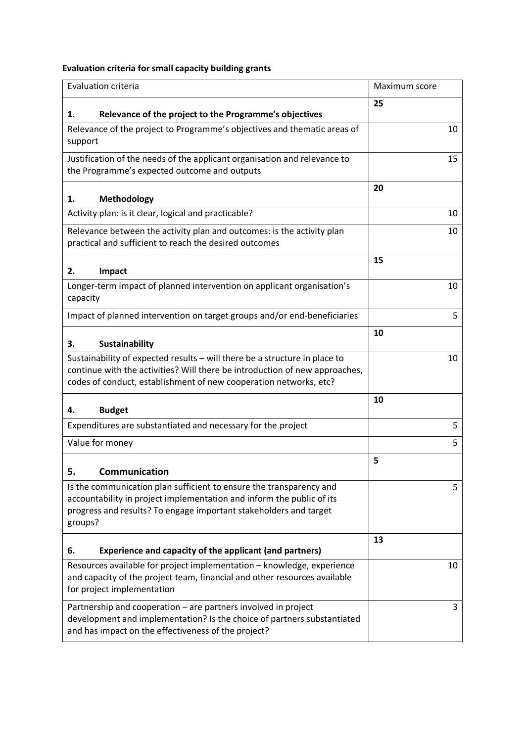**Evaluation criteria for small capacity building grants**

| Evaluation criteria | Maximum score |
| --- | --- |
| **1. Relevance of the project to the Programme's objectives** | **25** |
| Relevance of the project to Programme's objectives and thematic areas of support | 10 |
| Justification of the needs of the applicant organisation and relevance to the Programme's expected outcome and outputs | 15 |
| **1. Methodology** | **20** |
| Activity plan: is it clear, logical and practicable? | 10 |
| Relevance between the activity plan and outcomes: is the activity plan practical and sufficient to reach the desired outcomes | 10 |
| **2. Impact** | **15** |
| Longer-term impact of planned intervention on applicant organisation's capacity | 10 |
| Impact of planned intervention on target groups and/or end-beneficiaries | 5 |
| **3. Sustainability** | **10** |
| Sustainability of expected results – will there be a structure in place to continue with the activities? Will there be introduction of new approaches, codes of conduct, establishment of new cooperation networks, etc? | 10 |
| **4. Budget** | **10** |
| Expenditures are substantiated and necessary for the project | 5 |
| Value for money | 5 |
| **5. Communication** | **5** |
| Is the communication plan sufficient to ensure the transparency and accountability in project implementation and inform the public of its progress and results? To engage important stakeholders and target groups? | 5 |
| **6. Experience and capacity of the applicant (and partners)** | **13** |
| Resources available for project implementation – knowledge, experience and capacity of the project team, financial and other resources available for project implementation | 10 |
| Partnership and cooperation – are partners involved in project development and implementation? Is the choice of partners substantiated and has impact on the effectiveness of the project? | 3 |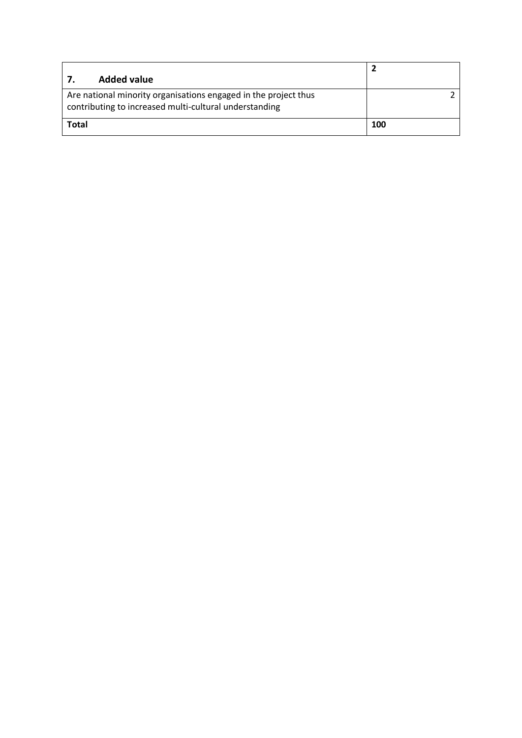| | |
|---|---|
| **7. Added value** | **2** |
| Are national minority organisations engaged in the project thus contributing to increased multi-cultural understanding | 2 |
| **Total** | **100** |